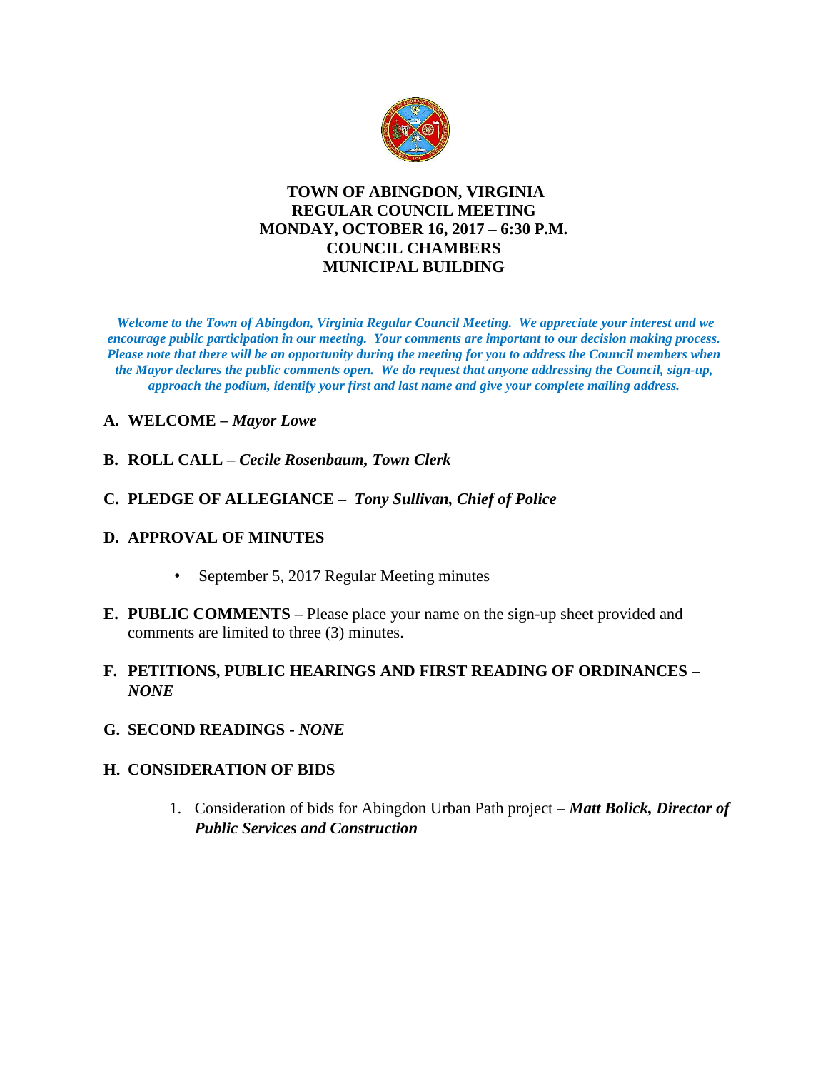# TOWN OF ABINGDON, VIRGINIA
## REGULAR COUNCIL MEETING
## MONDAY, OCTOBER 16, 2017 – 6:30 P.M.
## COUNCIL CHAMBERS
## MUNICIPAL BUILDING

***Welcome to the Town of Abingdon, Virginia Regular Council Meeting. We appreciate your interest and we encourage public participation in our meeting. Your comments are important to our decision making process. Please note that there will be an opportunity during the meeting for you to address the Council members when the Mayor declares the public comments open. We do request that anyone addressing the Council, sign-up, approach the podium, identify your first and last name and give your complete mailing address.***

**A. WELCOME –** ***Mayor Lowe***

**B. ROLL CALL –** ***Cecile Rosenbaum, Town Clerk***

**C. PLEDGE OF ALLEGIANCE –** ***Tony Sullivan, Chief of Police***

**D. APPROVAL OF MINUTES**

- September 5, 2017 Regular Meeting minutes

**E. PUBLIC COMMENTS –** Please place your name on the sign-up sheet provided and comments are limited to three (3) minutes.

**F. PETITIONS, PUBLIC HEARINGS AND FIRST READING OF ORDINANCES –** ***NONE***

**G. SECOND READINGS -** ***NONE***

**H. CONSIDERATION OF BIDS**

1. Consideration of bids for Abingdon Urban Path project – ***Matt Bolick, Director of Public Services and Construction***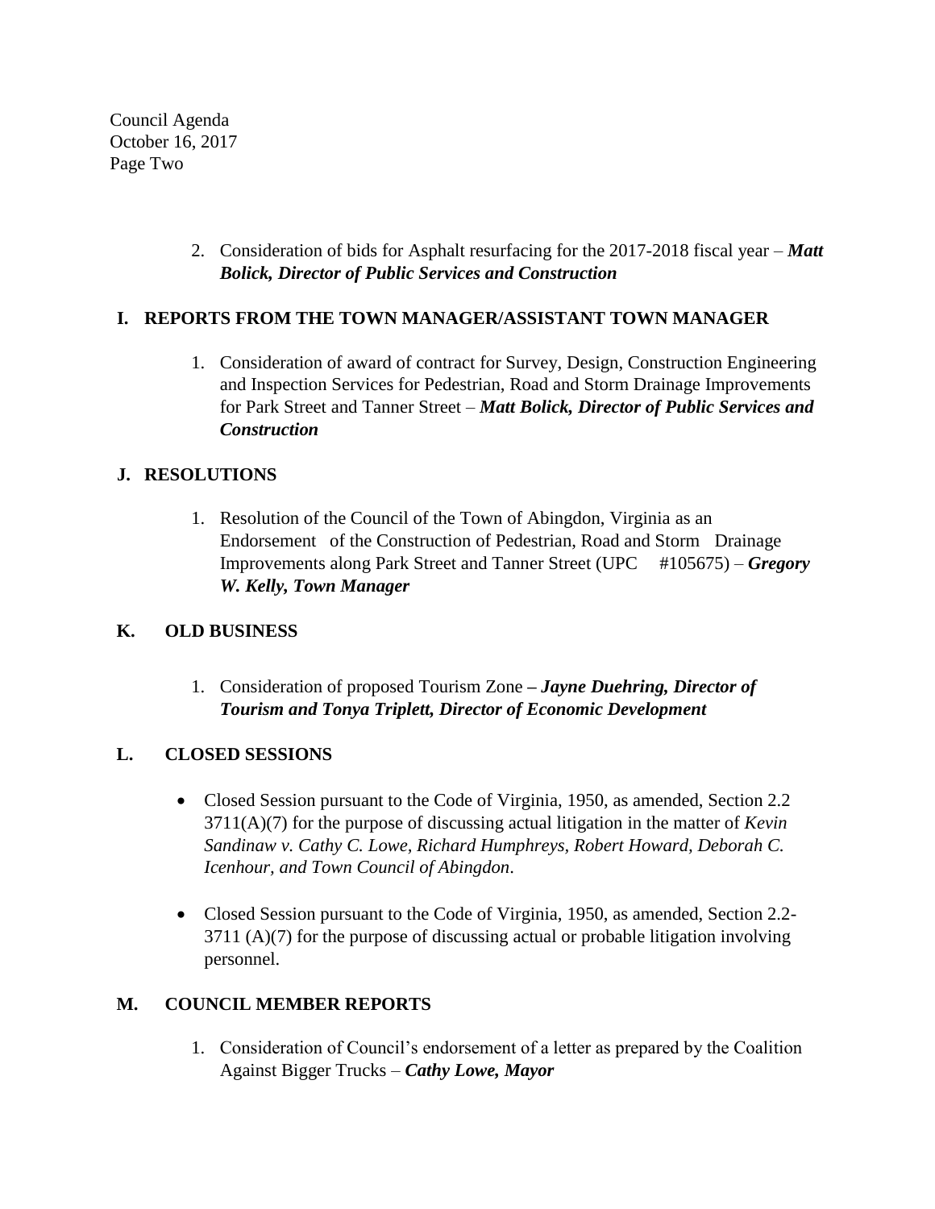2. Consideration of bids for Asphalt resurfacing for the 2017-2018 fiscal year – ***Matt Bolick, Director of Public Services and Construction***

## I. REPORTS FROM THE TOWN MANAGER/ASSISTANT TOWN MANAGER

1. Consideration of award of contract for Survey, Design, Construction Engineering and Inspection Services for Pedestrian, Road and Storm Drainage Improvements for Park Street and Tanner Street – ***Matt Bolick, Director of Public Services and Construction***

## J. RESOLUTIONS

1. Resolution of the Council of the Town of Abingdon, Virginia as an Endorsement of the Construction of Pedestrian, Road and Storm Drainage Improvements along Park Street and Tanner Street (UPC #105675) – ***Gregory W. Kelly, Town Manager***

## K. OLD BUSINESS

1. Consideration of proposed Tourism Zone – ***Jayne Duehring, Director of Tourism and Tonya Triplett, Director of Economic Development***

## L. CLOSED SESSIONS

- Closed Session pursuant to the Code of Virginia, 1950, as amended, Section 2.2 3711(A)(7) for the purpose of discussing actual litigation in the matter of *Kevin Sandinaw v. Cathy C. Lowe, Richard Humphreys, Robert Howard, Deborah C. Icenhour, and Town Council of Abingdon*.

- Closed Session pursuant to the Code of Virginia, 1950, as amended, Section 2.2-3711 (A)(7) for the purpose of discussing actual or probable litigation involving personnel.

## M. COUNCIL MEMBER REPORTS

1. Consideration of Council's endorsement of a letter as prepared by the Coalition Against Bigger Trucks – ***Cathy Lowe, Mayor***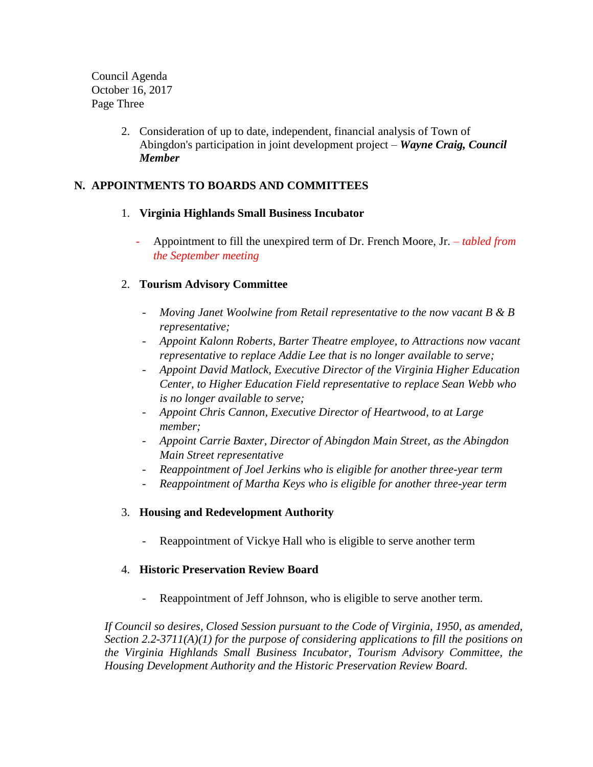2. Consideration of up to date, independent, financial analysis of Town of Abingdon's participation in joint development project – ***Wayne Craig, Council Member***

## N. APPOINTMENTS TO BOARDS AND COMMITTEES

1. **Virginia Highlands Small Business Incubator**

   - Appointment to fill the unexpired term of Dr. French Moore, Jr. – *tabled from the September meeting*

2. **Tourism Advisory Committee**

   - *Moving Janet Woolwine from Retail representative to the now vacant B & B representative;*
   - *Appoint Kalonn Roberts, Barter Theatre employee, to Attractions now vacant representative to replace Addie Lee that is no longer available to serve;*
   - *Appoint David Matlock, Executive Director of the Virginia Higher Education Center, to Higher Education Field representative to replace Sean Webb who is no longer available to serve;*
   - *Appoint Chris Cannon, Executive Director of Heartwood, to at Large member;*
   - *Appoint Carrie Baxter, Director of Abingdon Main Street, as the Abingdon Main Street representative*
   - *Reappointment of Joel Jerkins who is eligible for another three-year term*
   - *Reappointment of Martha Keys who is eligible for another three-year term*

3. **Housing and Redevelopment Authority**

   - Reappointment of Vickye Hall who is eligible to serve another term

4. **Historic Preservation Review Board**

   - Reappointment of Jeff Johnson, who is eligible to serve another term.

*If Council so desires, Closed Session pursuant to the Code of Virginia, 1950, as amended, Section 2.2-3711(A)(1) for the purpose of considering applications to fill the positions on the Virginia Highlands Small Business Incubator, Tourism Advisory Committee, the Housing Development Authority and the Historic Preservation Review Board.*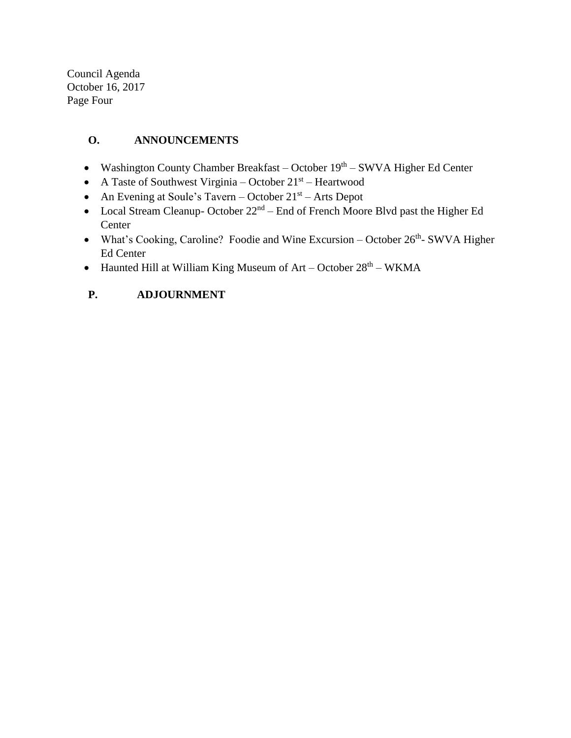## O. ANNOUNCEMENTS

- Washington County Chamber Breakfast – October 19th – SWVA Higher Ed Center
- A Taste of Southwest Virginia – October 21st – Heartwood
- An Evening at Soule's Tavern – October 21st – Arts Depot
- Local Stream Cleanup- October 22nd – End of French Moore Blvd past the Higher Ed Center
- What's Cooking, Caroline? Foodie and Wine Excursion – October 26th- SWVA Higher Ed Center
- Haunted Hill at William King Museum of Art – October 28th – WKMA

## P. ADJOURNMENT